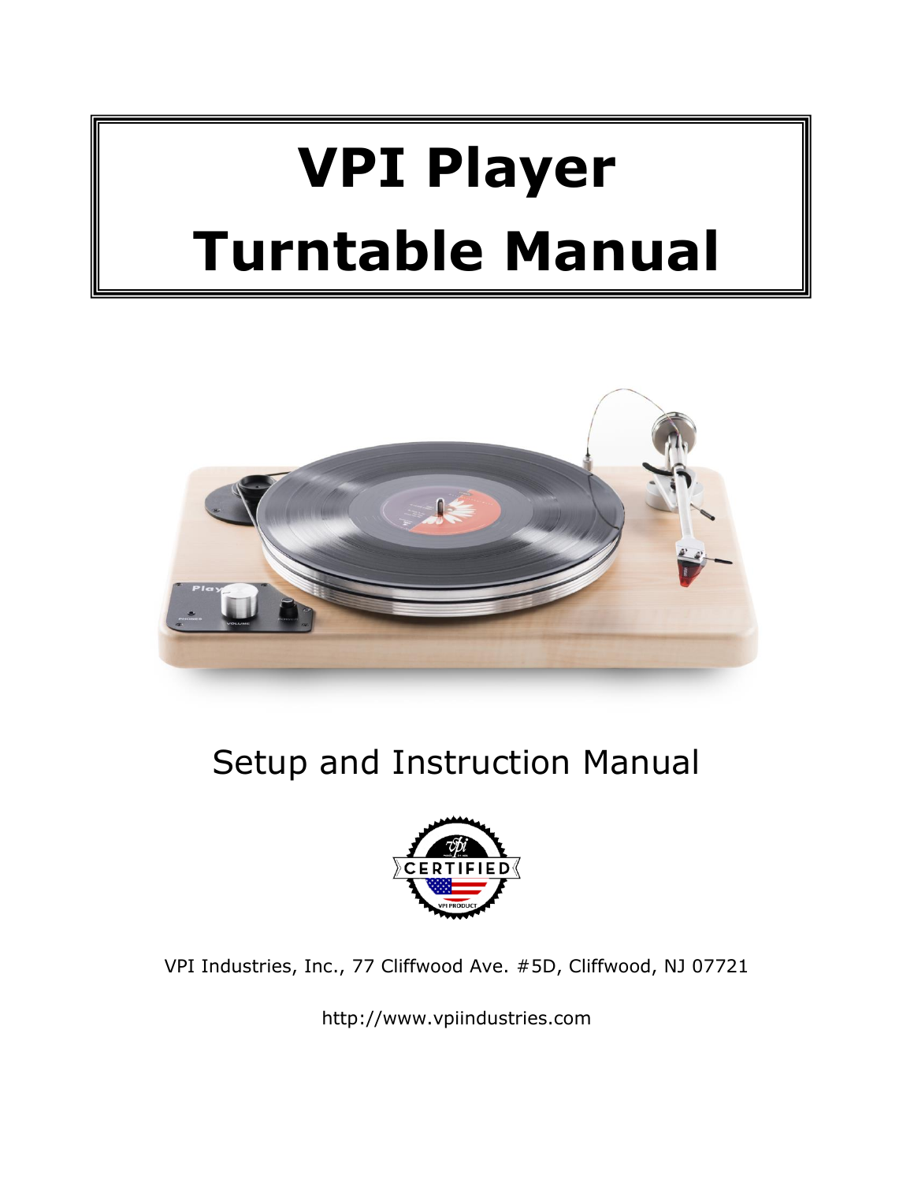# VPI Player Turntable Manual

Setup and Instruction Manual

VPI Industries, Inc., 77 Cliffwood Ave. #5D, Cliffwood, NJ 07721

http://www.vpiindustries.com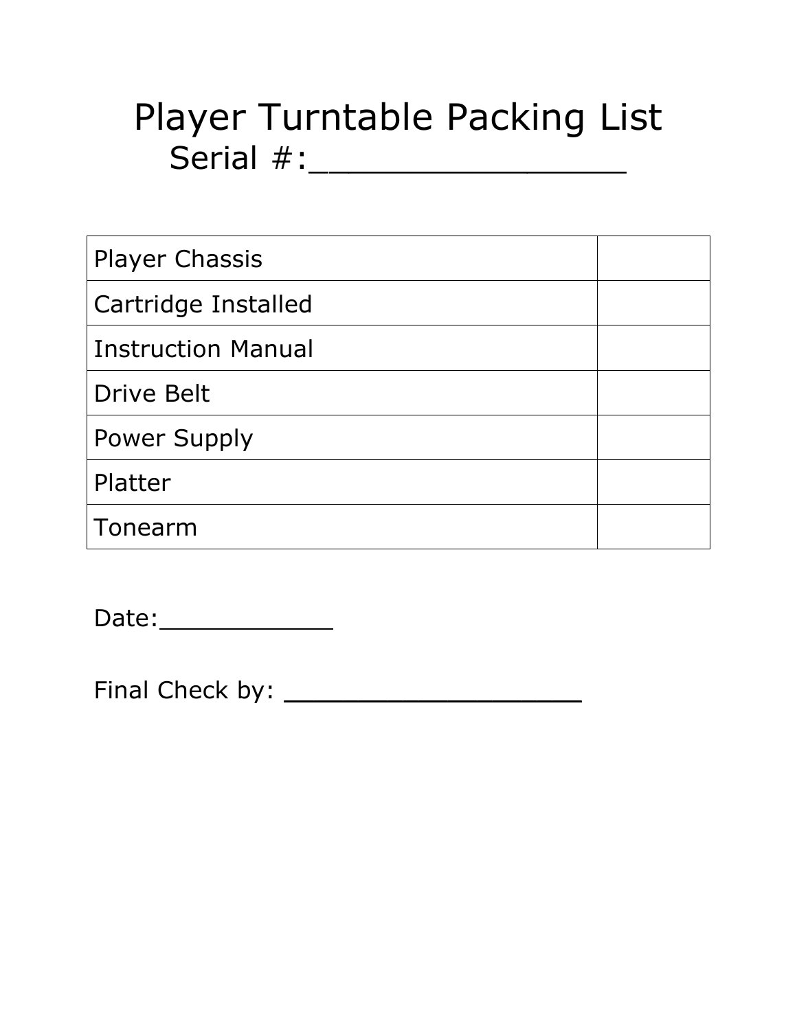# Player Turntable Packing List

## Serial #:________________

| | |
|---|---|
| Player Chassis | |
| Cartridge Installed | |
| Instruction Manual | |
| Drive Belt | |
| Power Supply | |
| Platter | |
| Tonearm | |

Date:____________

Final Check by: ____________________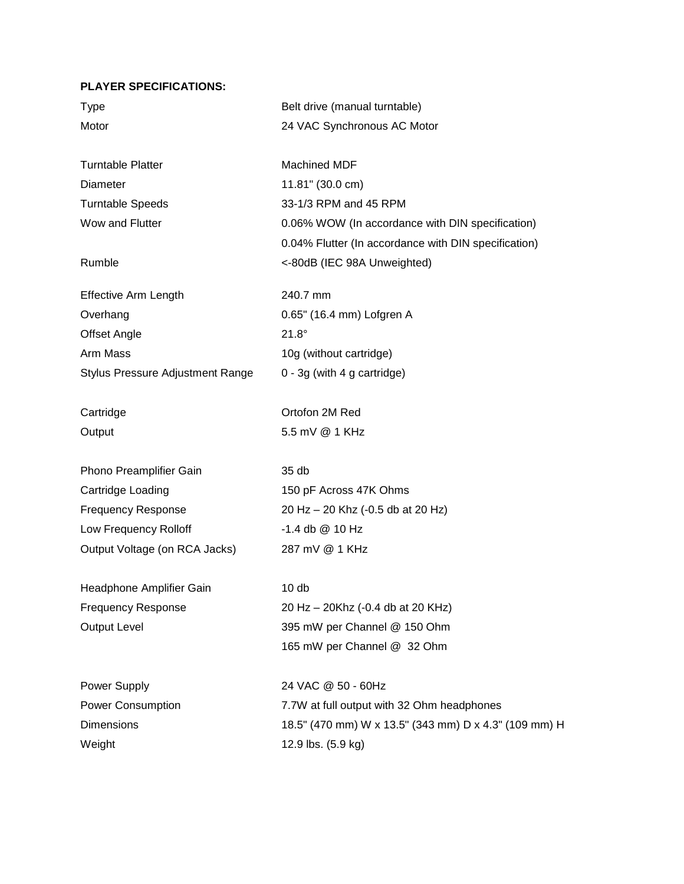**PLAYER SPECIFICATIONS:**

| | |
|---|---|
| Type | Belt drive (manual turntable) |
| Motor | 24 VAC Synchronous AC Motor |
| | |
| Turntable Platter | Machined MDF |
| Diameter | 11.81" (30.0 cm) |
| Turntable Speeds | 33-1/3 RPM and 45 RPM |
| Wow and Flutter | 0.06% WOW (In accordance with DIN specification) |
| | 0.04% Flutter (In accordance with DIN specification) |
| Rumble | <-80dB (IEC 98A Unweighted) |
| | |
| Effective Arm Length | 240.7 mm |
| Overhang | 0.65" (16.4 mm) Lofgren A |
| Offset Angle | 21.8° |
| Arm Mass | 10g (without cartridge) |
| Stylus Pressure Adjustment Range | 0 - 3g (with 4 g cartridge) |
| | |
| Cartridge | Ortofon 2M Red |
| Output | 5.5 mV @ 1 KHz |
| | |
| Phono Preamplifier Gain | 35 db |
| Cartridge Loading | 150 pF Across 47K Ohms |
| Frequency Response | 20 Hz – 20 Khz (-0.5 db at 20 Hz) |
| Low Frequency Rolloff | -1.4 db @ 10 Hz |
| Output Voltage (on RCA Jacks) | 287 mV @ 1 KHz |
| | |
| Headphone Amplifier Gain | 10 db |
| Frequency Response | 20 Hz – 20Khz (-0.4 db at 20 KHz) |
| Output Level | 395 mW per Channel @ 150 Ohm |
| | 165 mW per Channel @ 32 Ohm |
| | |
| Power Supply | 24 VAC @ 50 - 60Hz |
| Power Consumption | 7.7W at full output with 32 Ohm headphones |
| Dimensions | 18.5" (470 mm) W x 13.5" (343 mm) D x 4.3" (109 mm) H |
| Weight | 12.9 lbs. (5.9 kg) |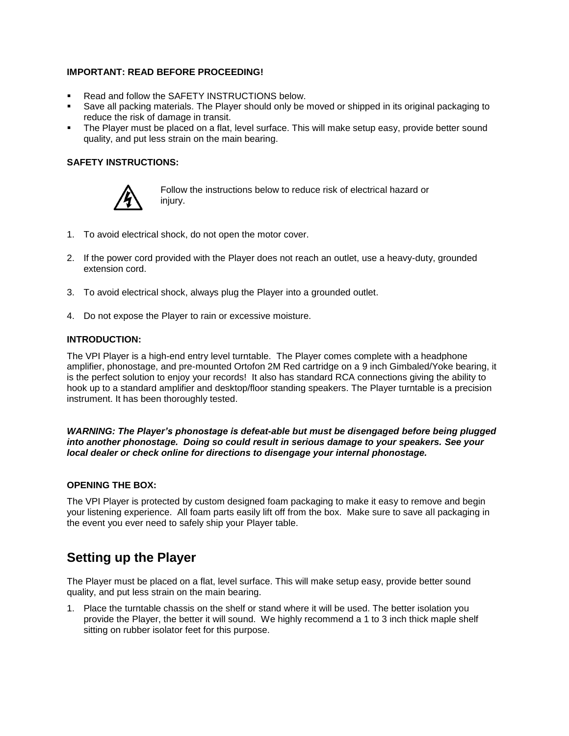**IMPORTANT: READ BEFORE PROCEEDING!**

- Read and follow the SAFETY INSTRUCTIONS below.
- Save all packing materials. The Player should only be moved or shipped in its original packaging to reduce the risk of damage in transit.
- The Player must be placed on a flat, level surface. This will make setup easy, provide better sound quality, and put less strain on the main bearing.

**SAFETY INSTRUCTIONS:**

Follow the instructions below to reduce risk of electrical hazard or injury.

1. To avoid electrical shock, do not open the motor cover.

2. If the power cord provided with the Player does not reach an outlet, use a heavy-duty, grounded extension cord.

3. To avoid electrical shock, always plug the Player into a grounded outlet.

4. Do not expose the Player to rain or excessive moisture.

**INTRODUCTION:**

The VPI Player is a high-end entry level turntable. The Player comes complete with a headphone amplifier, phonostage, and pre-mounted Ortofon 2M Red cartridge on a 9 inch Gimbaled/Yoke bearing, it is the perfect solution to enjoy your records! It also has standard RCA connections giving the ability to hook up to a standard amplifier and desktop/floor standing speakers. The Player turntable is a precision instrument. It has been thoroughly tested.

***WARNING: The Player's phonostage is defeat-able but must be disengaged before being plugged into another phonostage. Doing so could result in serious damage to your speakers. See your local dealer or check online for directions to disengage your internal phonostage.***

**OPENING THE BOX:**

The VPI Player is protected by custom designed foam packaging to make it easy to remove and begin your listening experience. All foam parts easily lift off from the box. Make sure to save all packaging in the event you ever need to safely ship your Player table.

## Setting up the Player

The Player must be placed on a flat, level surface. This will make setup easy, provide better sound quality, and put less strain on the main bearing.

1. Place the turntable chassis on the shelf or stand where it will be used. The better isolation you provide the Player, the better it will sound. We highly recommend a 1 to 3 inch thick maple shelf sitting on rubber isolator feet for this purpose.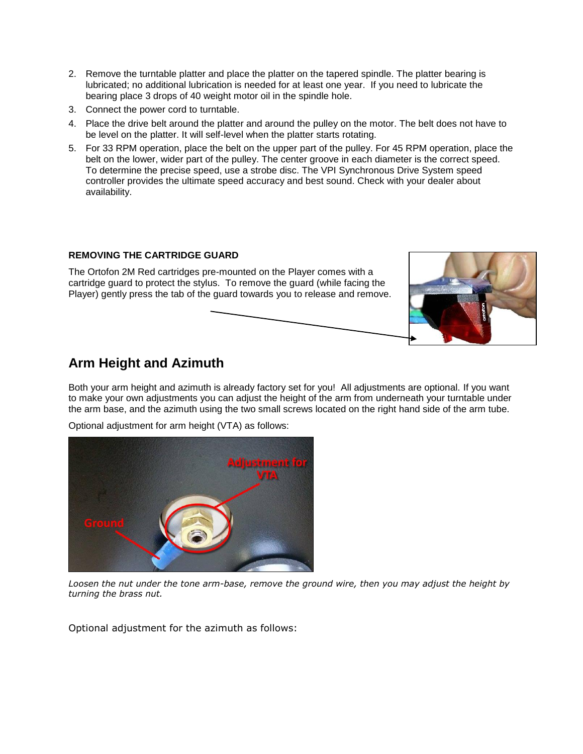2. Remove the turntable platter and place the platter on the tapered spindle. The platter bearing is lubricated; no additional lubrication is needed for at least one year. If you need to lubricate the bearing place 3 drops of 40 weight motor oil in the spindle hole.
3. Connect the power cord to turntable.
4. Place the drive belt around the platter and around the pulley on the motor. The belt does not have to be level on the platter. It will self-level when the platter starts rotating.
5. For 33 RPM operation, place the belt on the upper part of the pulley. For 45 RPM operation, place the belt on the lower, wider part of the pulley. The center groove in each diameter is the correct speed. To determine the precise speed, use a strobe disc. The VPI Synchronous Drive System speed controller provides the ultimate speed accuracy and best sound. Check with your dealer about availability.

**REMOVING THE CARTRIDGE GUARD**

The Ortofon 2M Red cartridges pre-mounted on the Player comes with a cartridge guard to protect the stylus. To remove the guard (while facing the Player) gently press the tab of the guard towards you to release and remove.

## Arm Height and Azimuth

Both your arm height and azimuth is already factory set for you! All adjustments are optional. If you want to make your own adjustments you can adjust the height of the arm from underneath your turntable under the arm base, and the azimuth using the two small screws located on the right hand side of the arm tube.

Optional adjustment for arm height (VTA) as follows:

Adjustment for VTA

Ground

*Loosen the nut under the tone arm-base, remove the ground wire, then you may adjust the height by turning the brass nut.*

Optional adjustment for the azimuth as follows: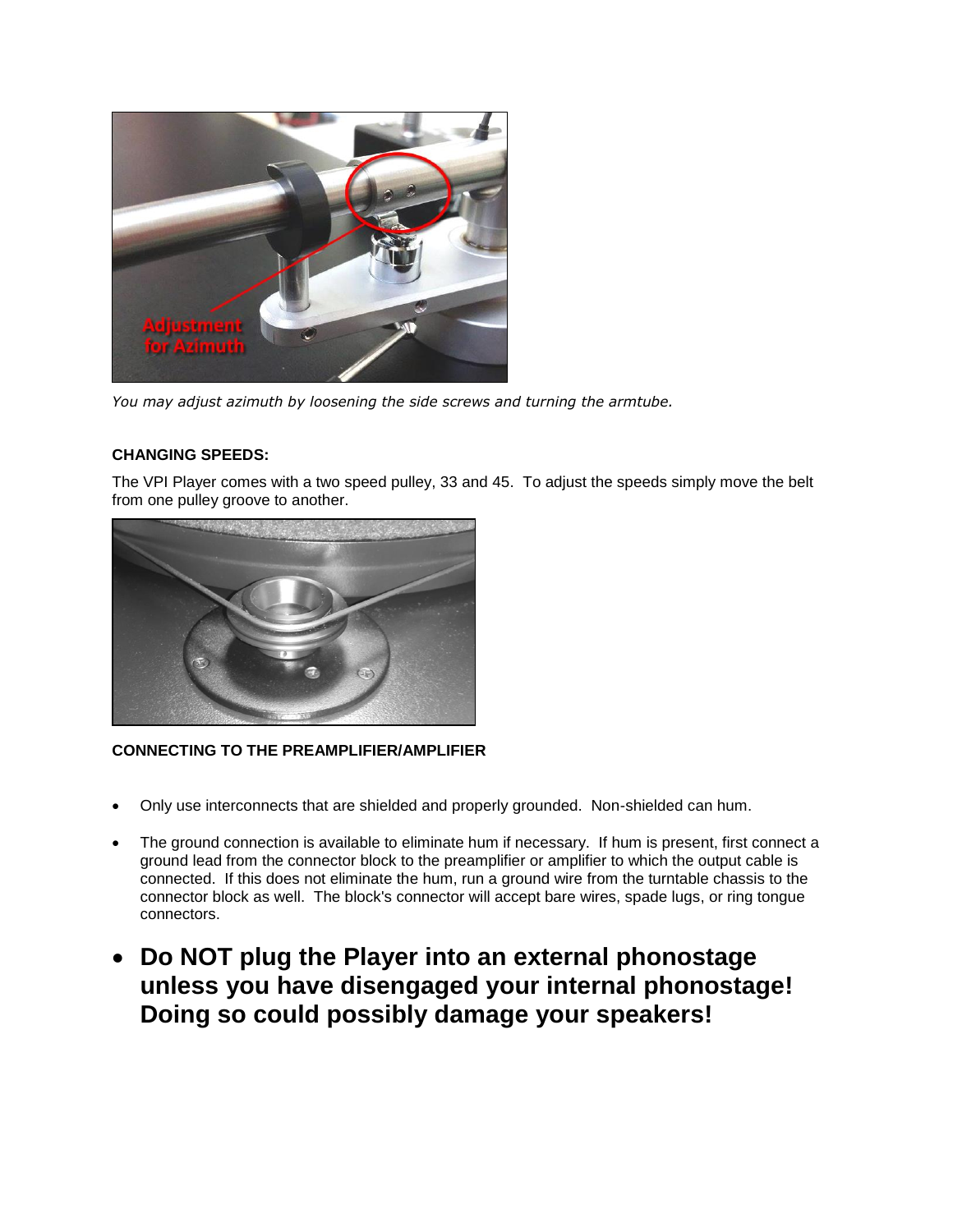*You may adjust azimuth by loosening the side screws and turning the armtube.*

**CHANGING SPEEDS:**

The VPI Player comes with a two speed pulley, 33 and 45. To adjust the speeds simply move the belt from one pulley groove to another.

**CONNECTING TO THE PREAMPLIFIER/AMPLIFIER**

- Only use interconnects that are shielded and properly grounded. Non-shielded can hum.
- The ground connection is available to eliminate hum if necessary. If hum is present, first connect a ground lead from the connector block to the preamplifier or amplifier to which the output cable is connected. If this does not eliminate the hum, run a ground wire from the turntable chassis to the connector block as well. The block's connector will accept bare wires, spade lugs, or ring tongue connectors.
- **Do NOT plug the Player into an external phonostage unless you have disengaged your internal phonostage! Doing so could possibly damage your speakers!**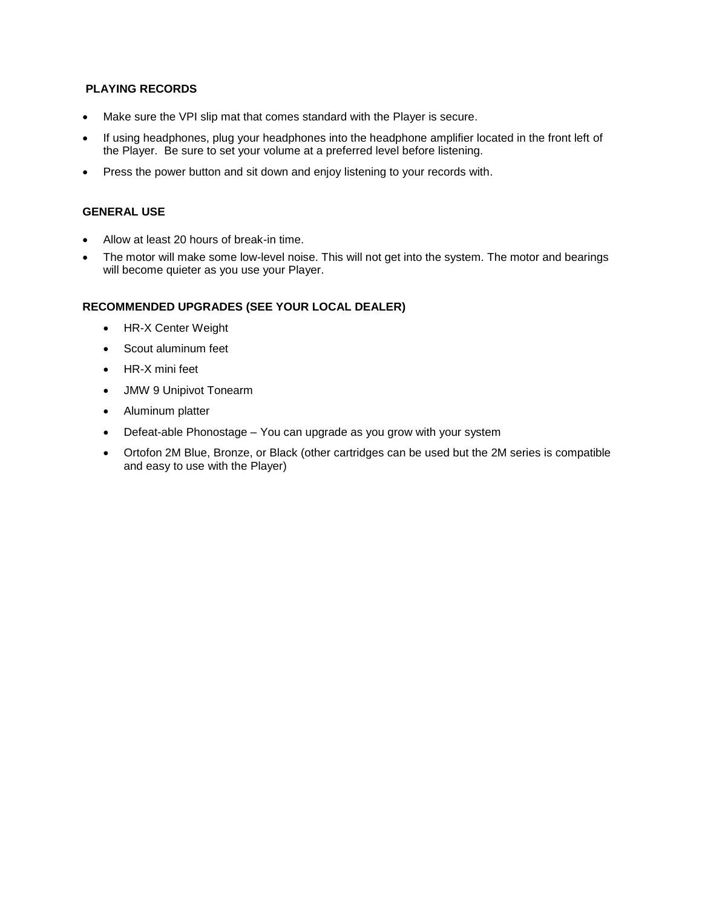## PLAYING RECORDS

- Make sure the VPI slip mat that comes standard with the Player is secure.
- If using headphones, plug your headphones into the headphone amplifier located in the front left of the Player. Be sure to set your volume at a preferred level before listening.
- Press the power button and sit down and enjoy listening to your records with.

## GENERAL USE

- Allow at least 20 hours of break-in time.
- The motor will make some low-level noise. This will not get into the system. The motor and bearings will become quieter as you use your Player.

## RECOMMENDED UPGRADES (SEE YOUR LOCAL DEALER)

- HR-X Center Weight
- Scout aluminum feet
- HR-X mini feet
- JMW 9 Unipivot Tonearm
- Aluminum platter
- Defeat-able Phonostage – You can upgrade as you grow with your system
- Ortofon 2M Blue, Bronze, or Black (other cartridges can be used but the 2M series is compatible and easy to use with the Player)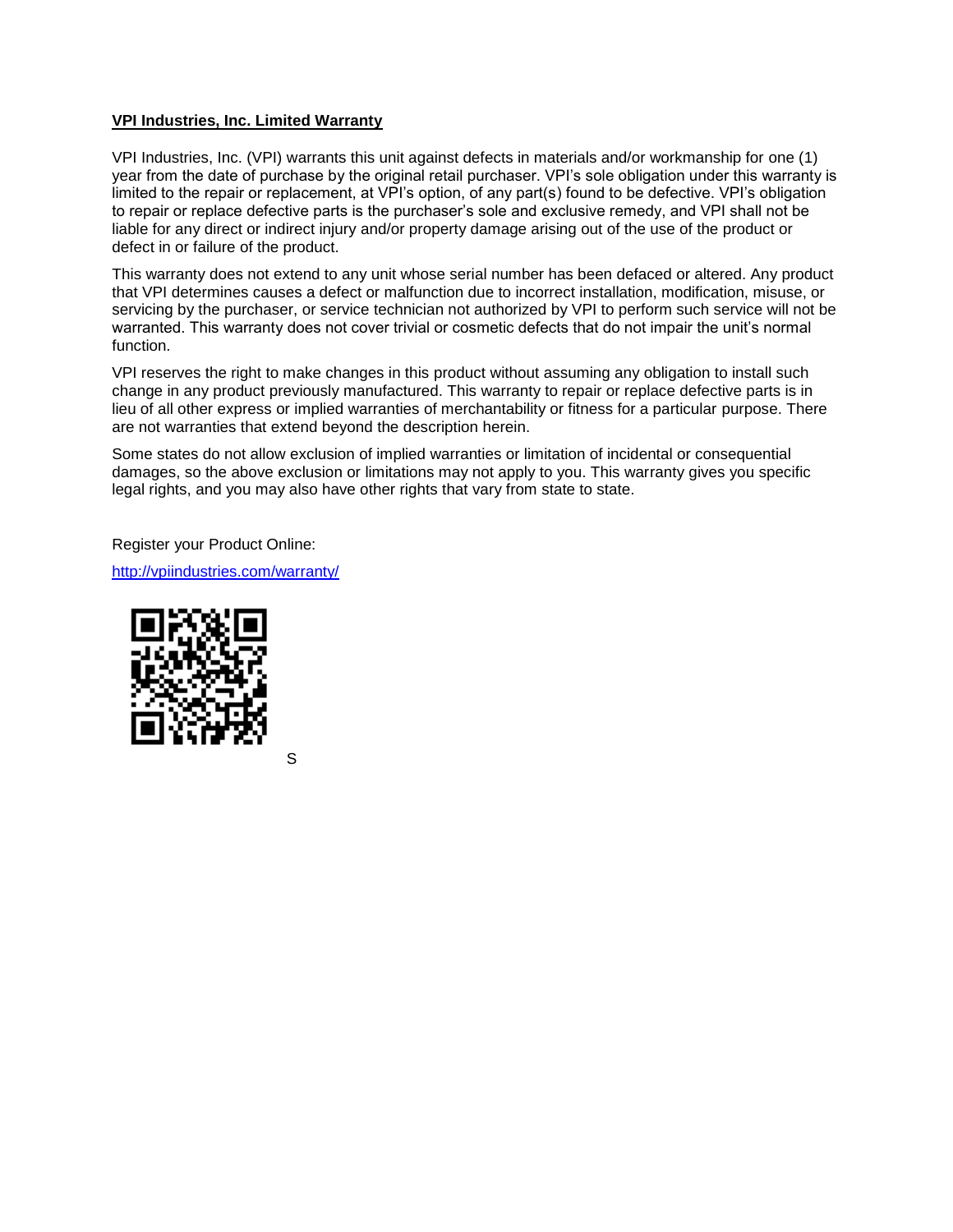**VPI Industries, Inc. Limited Warranty**

VPI Industries, Inc. (VPI) warrants this unit against defects in materials and/or workmanship for one (1) year from the date of purchase by the original retail purchaser. VPI's sole obligation under this warranty is limited to the repair or replacement, at VPI's option, of any part(s) found to be defective. VPI's obligation to repair or replace defective parts is the purchaser's sole and exclusive remedy, and VPI shall not be liable for any direct or indirect injury and/or property damage arising out of the use of the product or defect in or failure of the product.

This warranty does not extend to any unit whose serial number has been defaced or altered. Any product that VPI determines causes a defect or malfunction due to incorrect installation, modification, misuse, or servicing by the purchaser, or service technician not authorized by VPI to perform such service will not be warranted. This warranty does not cover trivial or cosmetic defects that do not impair the unit's normal function.

VPI reserves the right to make changes in this product without assuming any obligation to install such change in any product previously manufactured. This warranty to repair or replace defective parts is in lieu of all other express or implied warranties of merchantability or fitness for a particular purpose. There are not warranties that extend beyond the description herein.

Some states do not allow exclusion of implied warranties or limitation of incidental or consequential damages, so the above exclusion or limitations may not apply to you. This warranty gives you specific legal rights, and you may also have other rights that vary from state to state.

Register your Product Online:

http://vpiindustries.com/warranty/

S